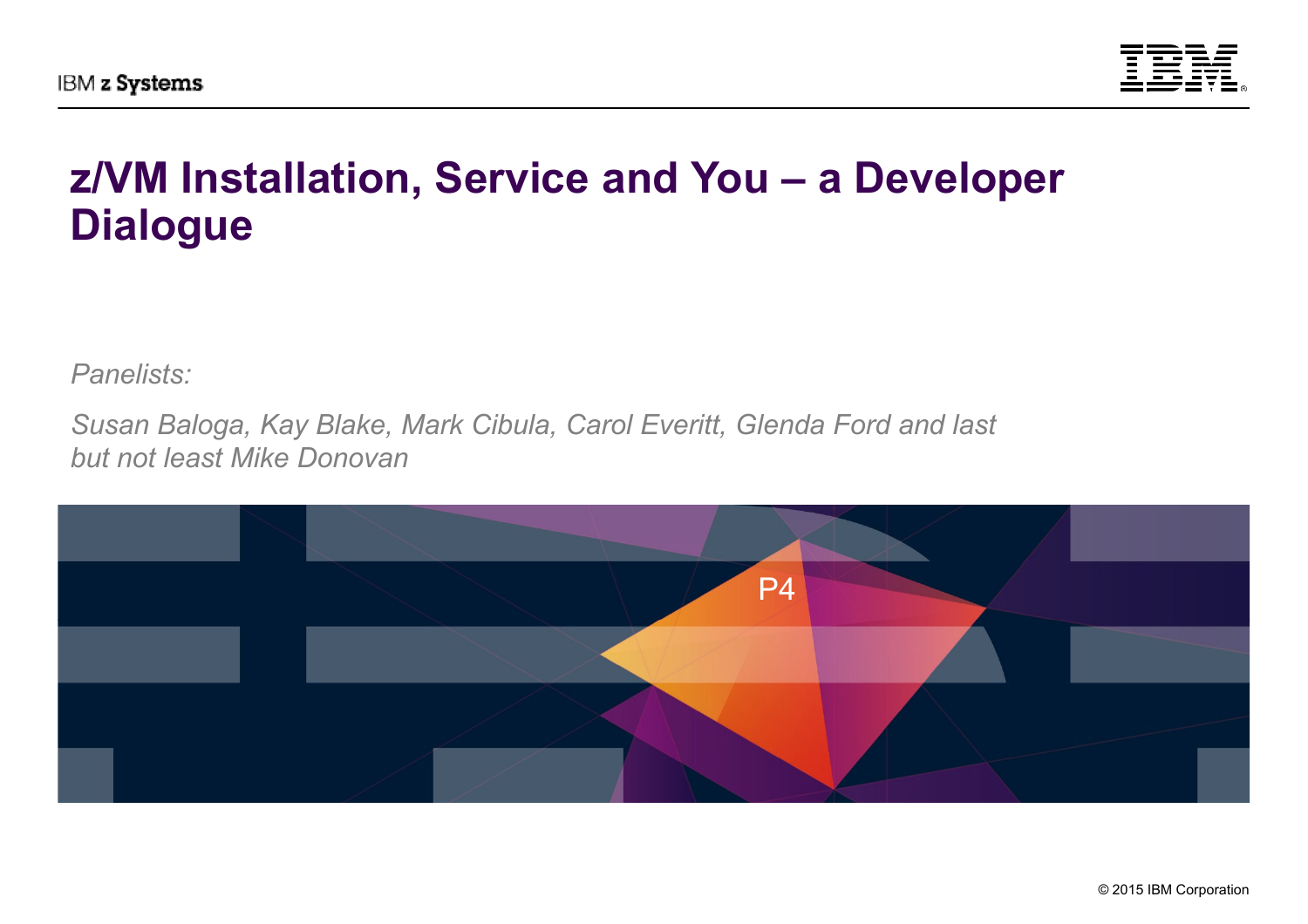# z/VM Installation, Service and You – a Developer Dialogue

*Panelists:*

*Susan Baloga, Kay Blake, Mark Cibula, Carol Everitt, Glenda Ford and last but not least Mike Donovan*

P4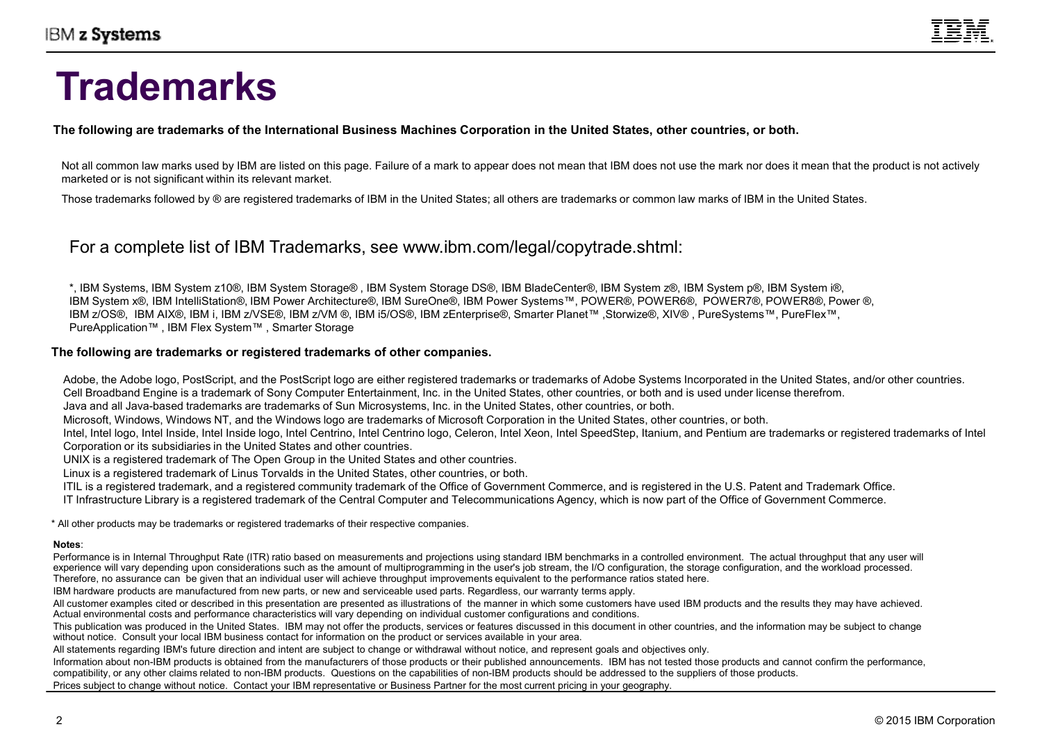# Trademarks

**The following are trademarks of the International Business Machines Corporation in the United States, other countries, or both.**

Not all common law marks used by IBM are listed on this page. Failure of a mark to appear does not mean that IBM does not use the mark nor does it mean that the product is not actively marketed or is not significant within its relevant market.

Those trademarks followed by ® are registered trademarks of IBM in the United States; all others are trademarks or common law marks of IBM in the United States.

For a complete list of IBM Trademarks, see www.ibm.com/legal/copytrade.shtml:

*, IBM Systems, IBM System z10®, IBM System Storage® , IBM System Storage DS®, IBM BladeCenter®, IBM System z®, IBM System p®, IBM System i®, IBM System x®, IBM IntelliStation®, IBM Power Architecture®, IBM SureOne®, IBM Power Systems™, POWER®, POWER6®, POWER7®, POWER8®, Power ®, IBM z/OS®, IBM AIX®, IBM i, IBM z/VSE®, IBM z/VM ®, IBM i5/OS®, IBM zEnterprise®, Smarter Planet™ ,Storwize®, XIV® , PureSystems™, PureFlex™, PureApplication™ , IBM Flex System™ , Smarter Storage

**The following are trademarks or registered trademarks of other companies.**

Adobe, the Adobe logo, PostScript, and the PostScript logo are either registered trademarks or trademarks of Adobe Systems Incorporated in the United States, and/or other countries.
Cell Broadband Engine is a trademark of Sony Computer Entertainment, Inc. in the United States, other countries, or both and is used under license therefrom.
Java and all Java-based trademarks are trademarks of Sun Microsystems, Inc. in the United States, other countries, or both.
Microsoft, Windows, Windows NT, and the Windows logo are trademarks of Microsoft Corporation in the United States, other countries, or both.
Intel, Intel logo, Intel Inside, Intel Inside logo, Intel Centrino, Intel Centrino logo, Celeron, Intel Xeon, Intel SpeedStep, Itanium, and Pentium are trademarks or registered trademarks of Intel Corporation or its subsidiaries in the United States and other countries.
UNIX is a registered trademark of The Open Group in the United States and other countries.
Linux is a registered trademark of Linus Torvalds in the United States, other countries, or both.
ITIL is a registered trademark, and a registered community trademark of the Office of Government Commerce, and is registered in the U.S. Patent and Trademark Office.
IT Infrastructure Library is a registered trademark of the Central Computer and Telecommunications Agency, which is now part of the Office of Government Commerce.

* All other products may be trademarks or registered trademarks of their respective companies.

**Notes**:

Performance is in Internal Throughput Rate (ITR) ratio based on measurements and projections using standard IBM benchmarks in a controlled environment. The actual throughput that any user will experience will vary depending upon considerations such as the amount of multiprogramming in the user's job stream, the I/O configuration, the storage configuration, and the workload processed. Therefore, no assurance can be given that an individual user will achieve throughput improvements equivalent to the performance ratios stated here.

IBM hardware products are manufactured from new parts, or new and serviceable used parts. Regardless, our warranty terms apply.

All customer examples cited or described in this presentation are presented as illustrations of the manner in which some customers have used IBM products and the results they may have achieved. Actual environmental costs and performance characteristics will vary depending on individual customer configurations and conditions.

This publication was produced in the United States. IBM may not offer the products, services or features discussed in this document in other countries, and the information may be subject to change without notice. Consult your local IBM business contact for information on the product or services available in your area.

All statements regarding IBM's future direction and intent are subject to change or withdrawal without notice, and represent goals and objectives only.

Information about non-IBM products is obtained from the manufacturers of those products or their published announcements. IBM has not tested those products and cannot confirm the performance, compatibility, or any other claims related to non-IBM products. Questions on the capabilities of non-IBM products should be addressed to the suppliers of those products.

Prices subject to change without notice. Contact your IBM representative or Business Partner for the most current pricing in your geography.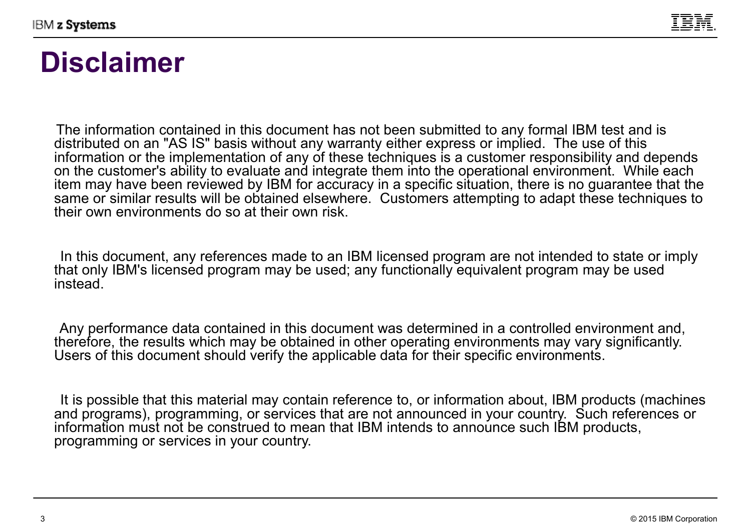# Disclaimer

The information contained in this document has not been submitted to any formal IBM test and is distributed on an "AS IS" basis without any warranty either express or implied. The use of this information or the implementation of any of these techniques is a customer responsibility and depends on the customer's ability to evaluate and integrate them into the operational environment. While each item may have been reviewed by IBM for accuracy in a specific situation, there is no guarantee that the same or similar results will be obtained elsewhere. Customers attempting to adapt these techniques to their own environments do so at their own risk.

In this document, any references made to an IBM licensed program are not intended to state or imply that only IBM's licensed program may be used; any functionally equivalent program may be used instead.

Any performance data contained in this document was determined in a controlled environment and, therefore, the results which may be obtained in other operating environments may vary significantly. Users of this document should verify the applicable data for their specific environments.

It is possible that this material may contain reference to, or information about, IBM products (machines and programs), programming, or services that are not announced in your country. Such references or information must not be construed to mean that IBM intends to announce such IBM products, programming or services in your country.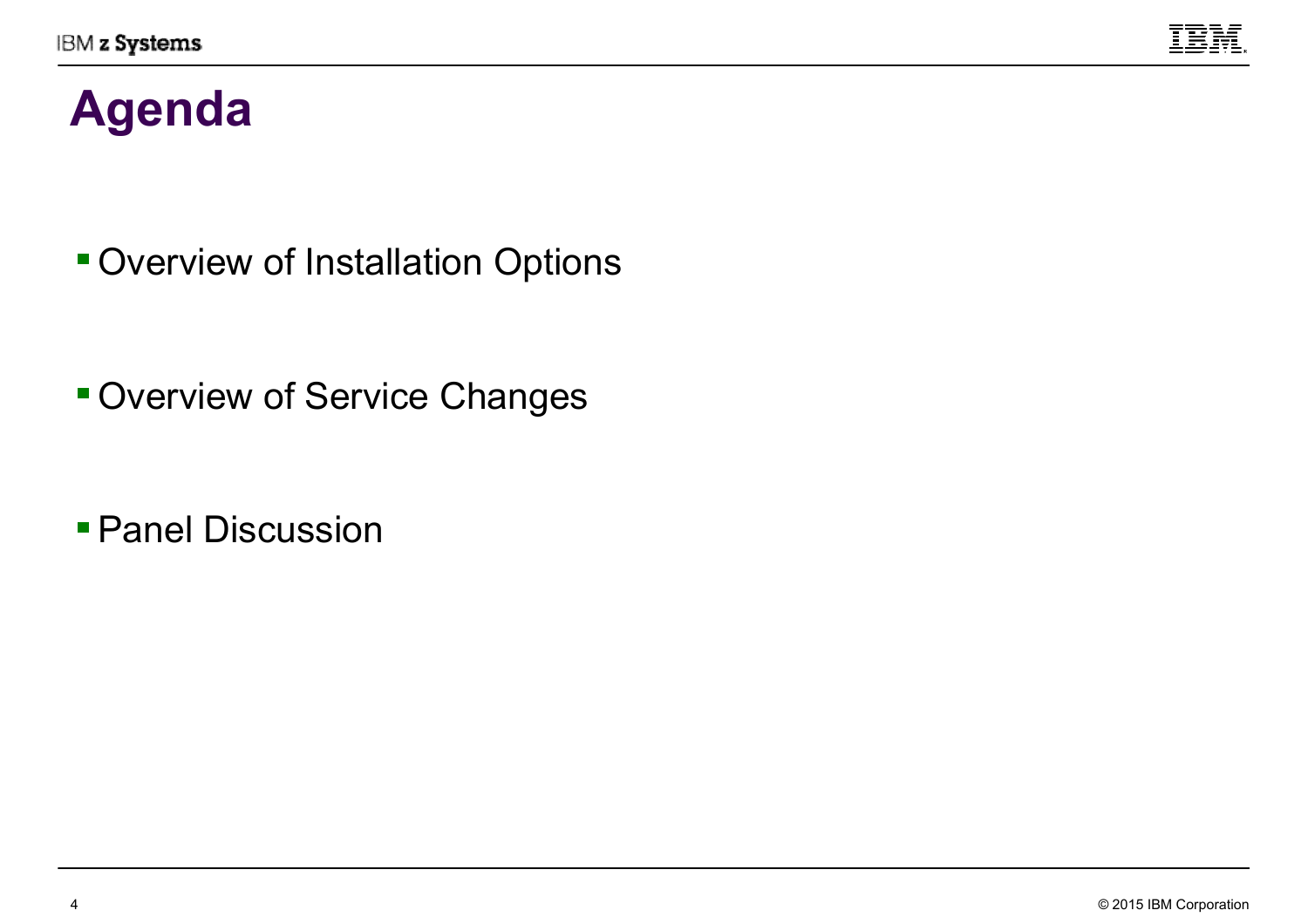# Agenda

- Overview of Installation Options
- Overview of Service Changes
- Panel Discussion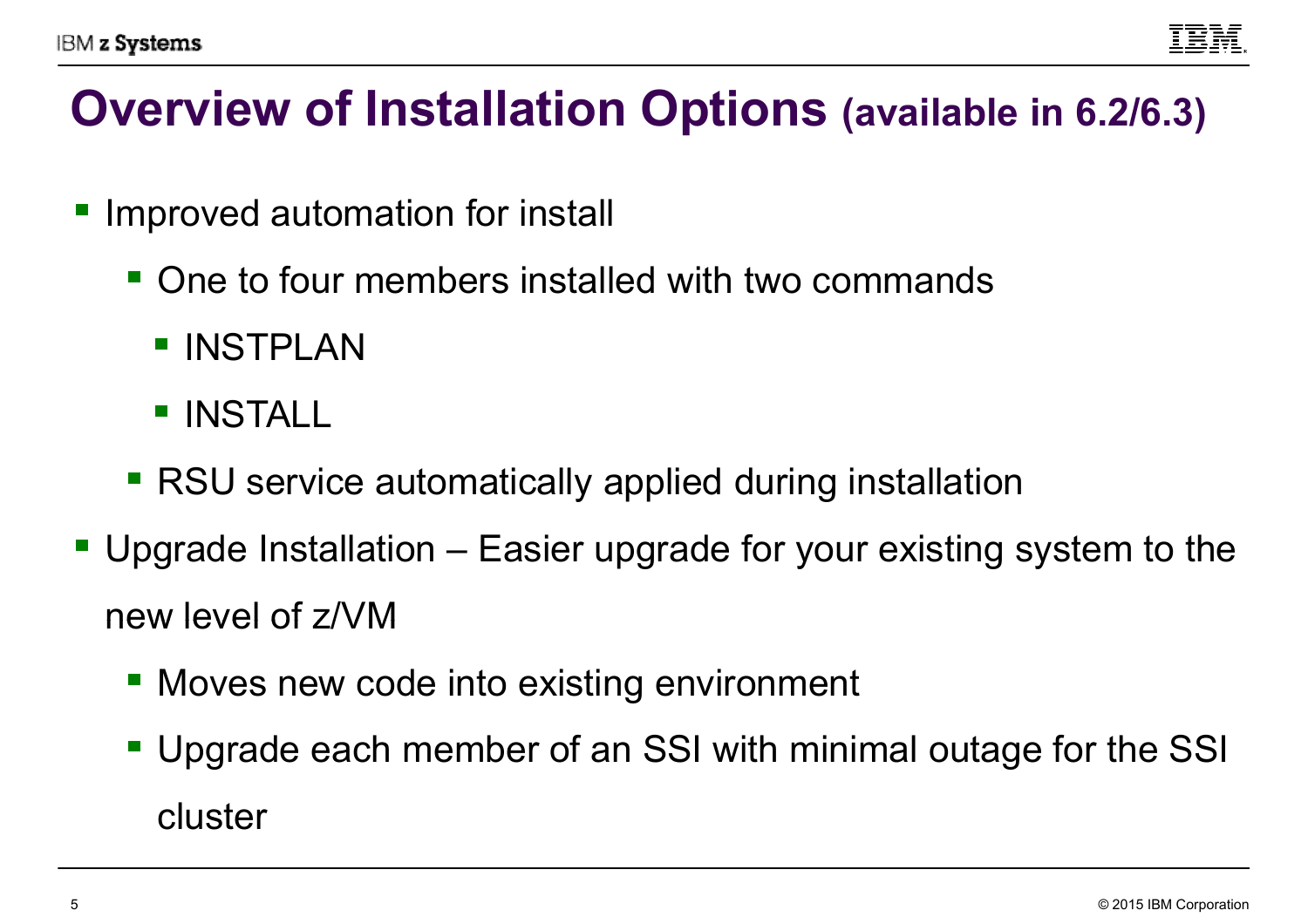# Overview of Installation Options (available in 6.2/6.3)

- Improved automation for install
  - One to four members installed with two commands
    - INSTPLAN
    - INSTALL
  - RSU service automatically applied during installation
- Upgrade Installation – Easier upgrade for your existing system to the new level of z/VM
  - Moves new code into existing environment
  - Upgrade each member of an SSI with minimal outage for the SSI cluster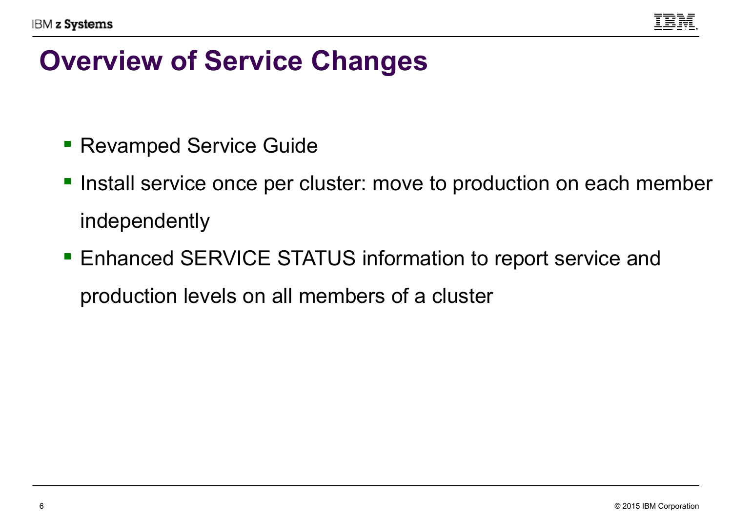# Overview of Service Changes

- Revamped Service Guide
- Install service once per cluster: move to production on each member independently
- Enhanced SERVICE STATUS information to report service and production levels on all members of a cluster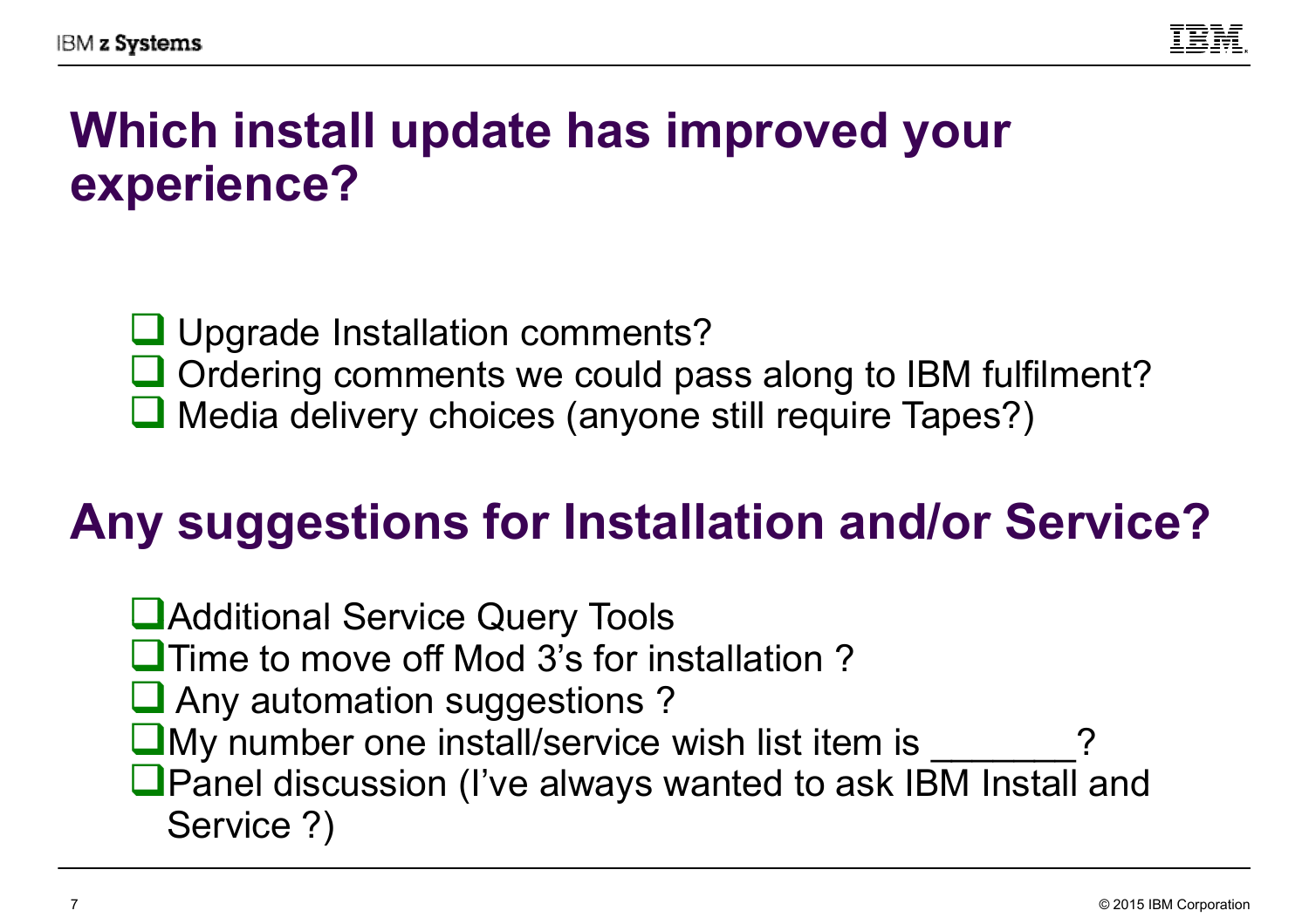# Which install update has improved your experience?

- Upgrade Installation comments?
- Ordering comments we could pass along to IBM fulfilment?
- Media delivery choices (anyone still require Tapes?)

# Any suggestions for Installation and/or Service?

- Additional Service Query Tools
- Time to move off Mod 3's for installation ?
- Any automation suggestions ?
- My number one install/service wish list item is _______?
- Panel discussion (I've always wanted to ask IBM Install and Service ?)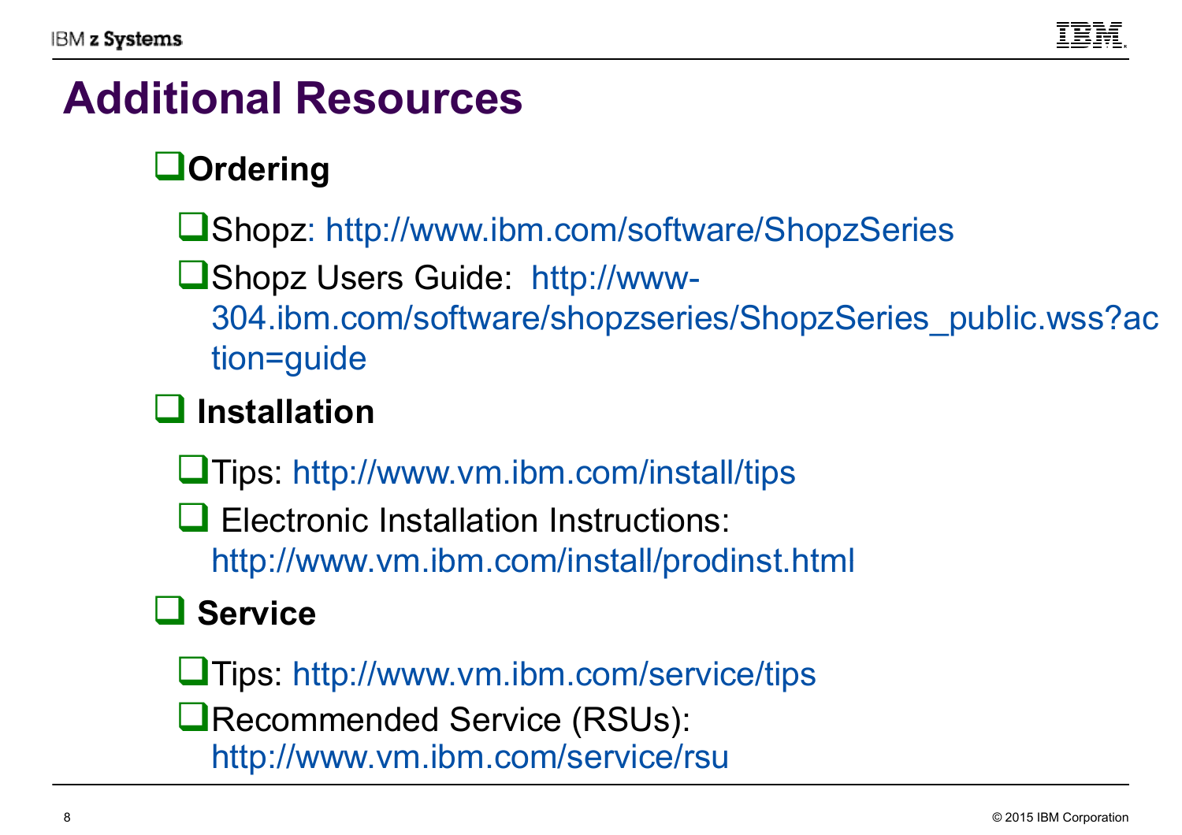# Additional Resources

- **Ordering**
  - Shopz: http://www.ibm.com/software/ShopzSeries
  - Shopz Users Guide: http://www-304.ibm.com/software/shopzseries/ShopzSeries_public.wss?action=guide
- **Installation**
  - Tips: http://www.vm.ibm.com/install/tips
  - Electronic Installation Instructions: http://www.vm.ibm.com/install/prodinst.html
- **Service**
  - Tips: http://www.vm.ibm.com/service/tips
  - Recommended Service (RSUs): http://www.vm.ibm.com/service/rsu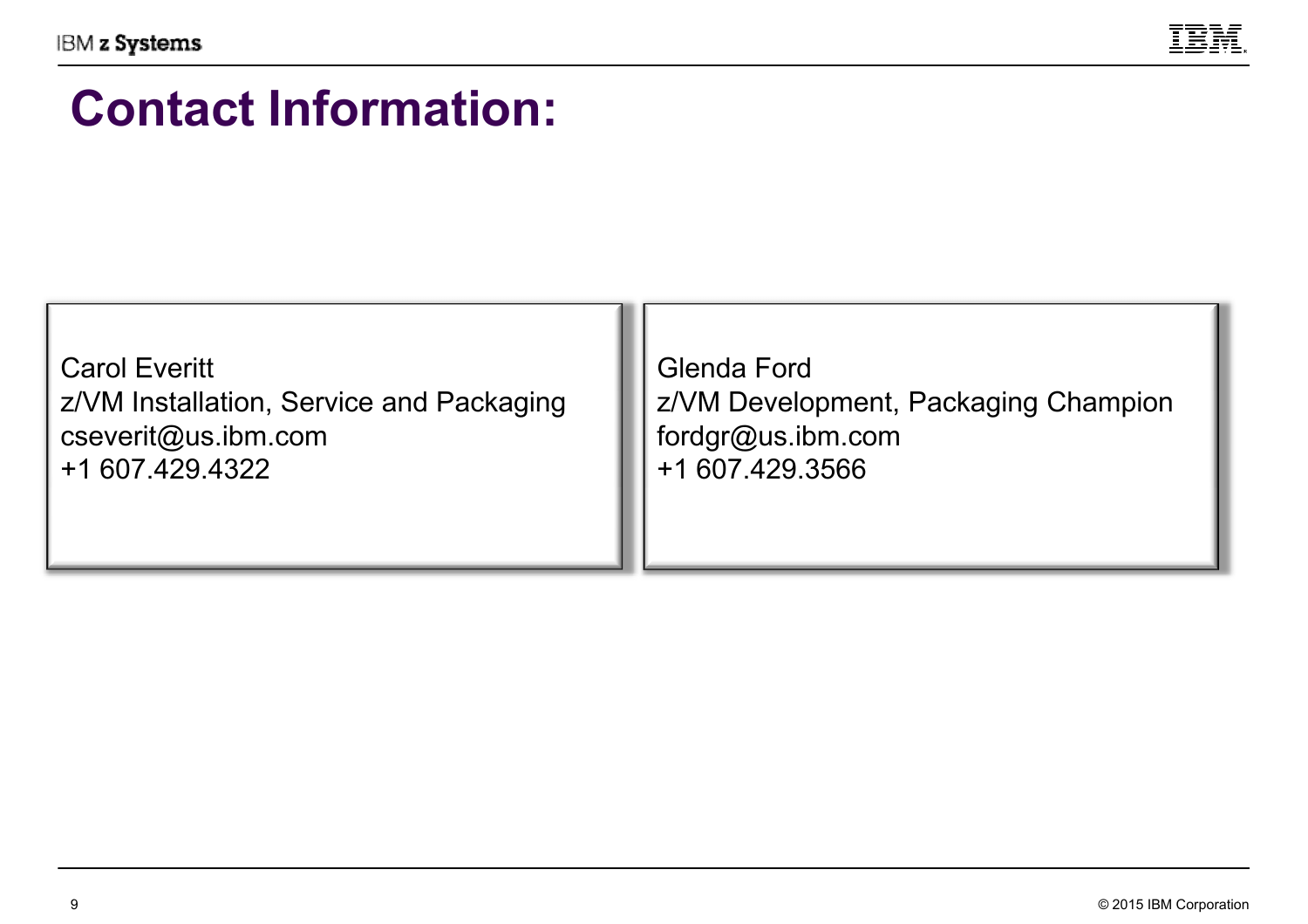# Contact Information:

Carol Everitt
z/VM Installation, Service and Packaging
cseverit@us.ibm.com
+1 607.429.4322

Glenda Ford
z/VM Development, Packaging Champion
fordgr@us.ibm.com
+1 607.429.3566